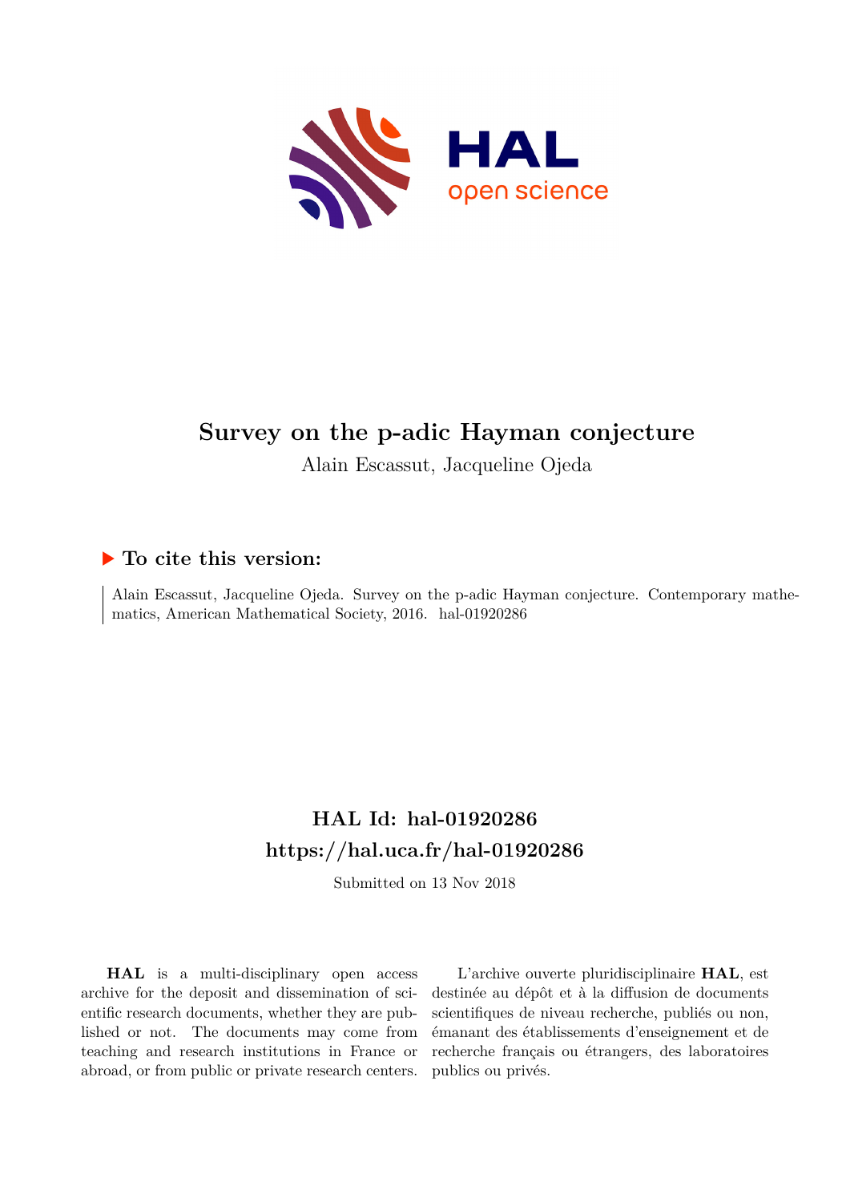# Survey on the p-adic Hayman conjecture

Alain Escassut, Jacqueline Ojeda

## ▶ To cite this version:

Alain Escassut, Jacqueline Ojeda. Survey on the p-adic Hayman conjecture. Contemporary mathematics, American Mathematical Society, 2016. hal-01920286

## HAL Id: hal-01920286
## https://hal.uca.fr/hal-01920286

Submitted on 13 Nov 2018

**HAL** is a multi-disciplinary open access archive for the deposit and dissemination of scientific research documents, whether they are published or not. The documents may come from teaching and research institutions in France or abroad, or from public or private research centers.

L'archive ouverte pluridisciplinaire **HAL**, est destinée au dépôt et à la diffusion de documents scientifiques de niveau recherche, publiés ou non, émanant des établissements d'enseignement et de recherche français ou étrangers, des laboratoires publics ou privés.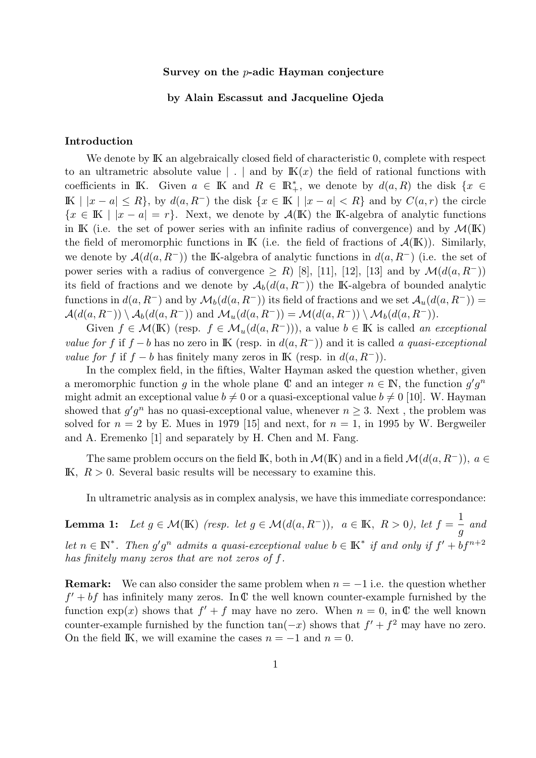**Survey on the $p$-adic Hayman conjecture**

**by Alain Escassut and Jacqueline Ojeda**

### Introduction

We denote by $\mathbb{K}$ an algebraically closed field of characteristic 0, complete with respect to an ultrametric absolute value $| \ . \ |$ and by $\mathbb{K}(x)$ the field of rational functions with coefficients in $\mathbb{K}$. Given $a \in \mathbb{K}$ and $R \in \mathbb{R}_+^*$, we denote by $d(a, R)$ the disk $\{x \in \mathbb{K} \mid |x - a| \leq R\}$, by $d(a, R^-)$ the disk $\{x \in \mathbb{K} \mid |x - a| < R\}$ and by $C(a, r)$ the circle $\{x \in \mathbb{K} \mid |x - a| = r\}$. Next, we denote by $\mathcal{A}(\mathbb{K})$ the $\mathbb{K}$-algebra of analytic functions in $\mathbb{K}$ (i.e. the set of power series with an infinite radius of convergence) and by $\mathcal{M}(\mathbb{K})$ the field of meromorphic functions in $\mathbb{K}$ (i.e. the field of fractions of $\mathcal{A}(\mathbb{K})$). Similarly, we denote by $\mathcal{A}(d(a, R^-))$ the $\mathbb{K}$-algebra of analytic functions in $d(a, R^-)$ (i.e. the set of power series with a radius of convergence $\geq R$) [8], [11], [12], [13] and by $\mathcal{M}(d(a, R^-))$ its field of fractions and we denote by $\mathcal{A}_b(d(a, R^-))$ the $\mathbb{K}$-algebra of bounded analytic functions in $d(a, R^-)$ and by $\mathcal{M}_b(d(a, R^-))$ its field of fractions and we set $\mathcal{A}_u(d(a, R^-)) = \mathcal{A}(d(a, R^-)) \setminus \mathcal{A}_b(d(a, R^-))$ and $\mathcal{M}_u(d(a, R^-)) = \mathcal{M}(d(a, R^-)) \setminus \mathcal{M}_b(d(a, R^-))$.

Given $f \in \mathcal{M}(\mathbb{K})$ (resp. $f \in \mathcal{M}_u(d(a, R^-))$), a value $b \in \mathbb{K}$ is called *an exceptional value for* $f$ if $f - b$ has no zero in $\mathbb{K}$ (resp. in $d(a, R^-)$) and it is called *a quasi-exceptional value for* $f$ if $f - b$ has finitely many zeros in $\mathbb{K}$ (resp. in $d(a, R^-)$).

In the complex field, in the fifties, Walter Hayman asked the question whether, given a meromorphic function $g$ in the whole plane $\mathbb{C}$ and an integer $n \in \mathbb{N}$, the function $g'g^n$ might admit an exceptional value $b \neq 0$ or a quasi-exceptional value $b \neq 0$ [10]. W. Hayman showed that $g'g^n$ has no quasi-exceptional value, whenever $n \geq 3$. Next , the problem was solved for $n = 2$ by E. Mues in 1979 [15] and next, for $n = 1$, in 1995 by W. Bergweiler and A. Eremenko [1] and separately by H. Chen and M. Fang.

The same problem occurs on the field $\mathbb{K}$, both in $\mathcal{M}(\mathbb{K})$ and in a field $\mathcal{M}(d(a, R^-))$, $a \in \mathbb{K}$, $R > 0$. Several basic results will be necessary to examine this.

In ultrametric analysis as in complex analysis, we have this immediate correspondance:

**Lemma 1:** *Let $g \in \mathcal{M}(\mathbb{K})$ (resp. let $g \in \mathcal{M}(d(a, R^-))$, $a \in \mathbb{K}$, $R > 0$), let $f = \dfrac{1}{g}$ and let $n \in \mathbb{N}^*$. Then $g'g^n$ admits a quasi-exceptional value $b \in \mathbb{K}^*$ if and only if $f' + bf^{n+2}$ has finitely many zeros that are not zeros of $f$.*

**Remark:** We can also consider the same problem when $n = -1$ i.e. the question whether $f' + bf$ has infinitely many zeros. In $\mathbb{C}$ the well known counter-example furnished by the function $\exp(x)$ shows that $f' + f$ may have no zero. When $n = 0$, in $\mathbb{C}$ the well known counter-example furnished by the function $\tan(-x)$ shows that $f' + f^2$ may have no zero. On the field $\mathbb{K}$, we will examine the cases $n = -1$ and $n = 0$.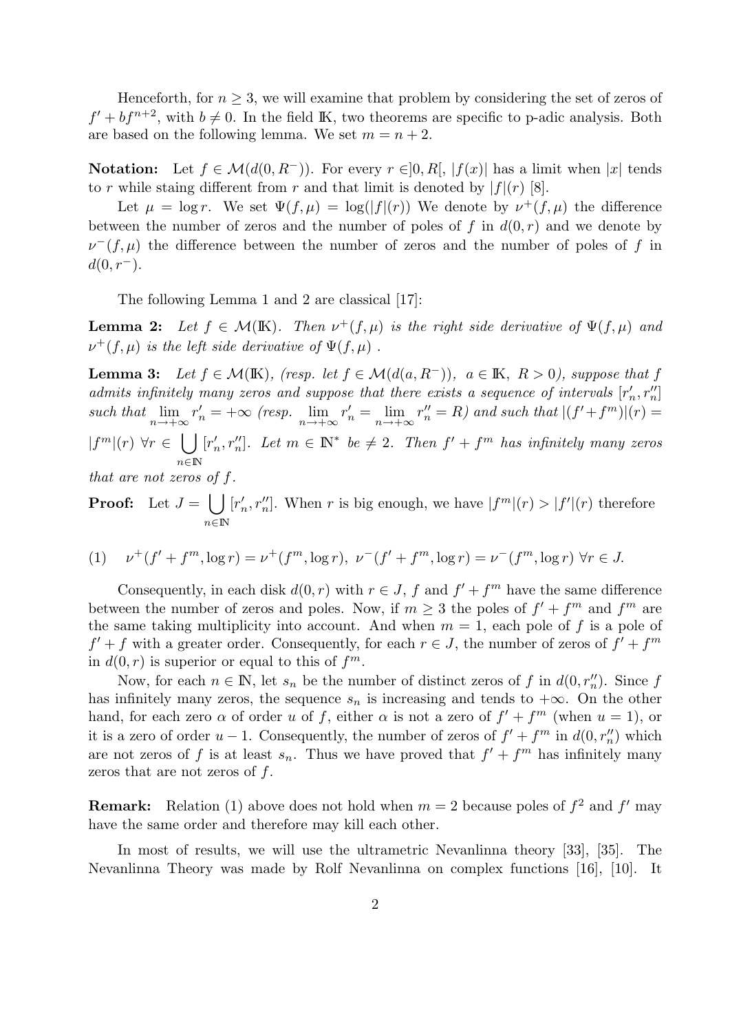Henceforth, for $n \geq 3$, we will examine that problem by considering the set of zeros of $f' + bf^{n+2}$, with $b \neq 0$. In the field $\mathbb{K}$, two theorems are specific to p-adic analysis. Both are based on the following lemma. We set $m = n + 2$.

**Notation:** Let $f \in \mathcal{M}(d(0, R^-))$. For every $r \in ]0, R[$, $|f(x)|$ has a limit when $|x|$ tends to $r$ while staing different from $r$ and that limit is denoted by $|f|(r)$ [8].

Let $\mu = \log r$. We set $\Psi(f, \mu) = \log(|f|(r))$ We denote by $\nu^+(f, \mu)$ the difference between the number of zeros and the number of poles of $f$ in $d(0, r)$ and we denote by $\nu^-(f, \mu)$ the difference between the number of zeros and the number of poles of $f$ in $d(0, r^-)$.

The following Lemma 1 and 2 are classical [17]:

**Lemma 2:** *Let $f \in \mathcal{M}(\mathbb{K})$. Then $\nu^+(f, \mu)$ is the right side derivative of $\Psi(f, \mu)$ and $\nu^+(f, \mu)$ is the left side derivative of $\Psi(f, \mu)$ .*

**Lemma 3:** *Let $f \in \mathcal{M}(\mathbb{K})$, (resp. let $f \in \mathcal{M}(d(a, R^-))$, $a \in \mathbb{K}$, $R > 0$), suppose that $f$ admits infinitely many zeros and suppose that there exists a sequence of intervals $[r'_n, r''_n]$ such that $\lim_{n\to+\infty} r'_n = +\infty$ (resp. $\lim_{n\to+\infty} r'_n = \lim_{n\to+\infty} r''_n = R$) and such that $|(f' + f^m)|(r) = |f^m|(r)$ $\forall r \in \bigcup_{n\in\mathbb{N}} [r'_n, r''_n]$. Let $m \in \mathbb{N}^*$ be $\neq 2$. Then $f' + f^m$ has infinitely many zeros that are not zeros of $f$.*

**Proof:** Let $J = \bigcup_{n\in\mathbb{N}} [r'_n, r''_n]$. When $r$ is big enough, we have $|f^m|(r) > |f'|(r)$ therefore

$$(1) \quad \nu^+(f' + f^m, \log r) = \nu^+(f^m, \log r),\ \nu^-(f' + f^m, \log r) = \nu^-(f^m, \log r)\ \forall r \in J.$$

Consequently, in each disk $d(0, r)$ with $r \in J$, $f$ and $f' + f^m$ have the same difference between the number of zeros and poles. Now, if $m \geq 3$ the poles of $f' + f^m$ and $f^m$ are the same taking multiplicity into account. And when $m = 1$, each pole of $f$ is a pole of $f' + f$ with a greater order. Consequently, for each $r \in J$, the number of zeros of $f' + f^m$ in $d(0, r)$ is superior or equal to this of $f^m$.

Now, for each $n \in \mathbb{N}$, let $s_n$ be the number of distinct zeros of $f$ in $d(0, r''_n)$. Since $f$ has infinitely many zeros, the sequence $s_n$ is increasing and tends to $+\infty$. On the other hand, for each zero $\alpha$ of order $u$ of $f$, either $\alpha$ is not a zero of $f' + f^m$ (when $u = 1$), or it is a zero of order $u - 1$. Consequently, the number of zeros of $f' + f^m$ in $d(0, r''_n)$ which are not zeros of $f$ is at least $s_n$. Thus we have proved that $f' + f^m$ has infinitely many zeros that are not zeros of $f$.

**Remark:** Relation (1) above does not hold when $m = 2$ because poles of $f^2$ and $f'$ may have the same order and therefore may kill each other.

In most of results, we will use the ultrametric Nevanlinna theory [33], [35]. The Nevanlinna Theory was made by Rolf Nevanlinna on complex functions [16], [10]. It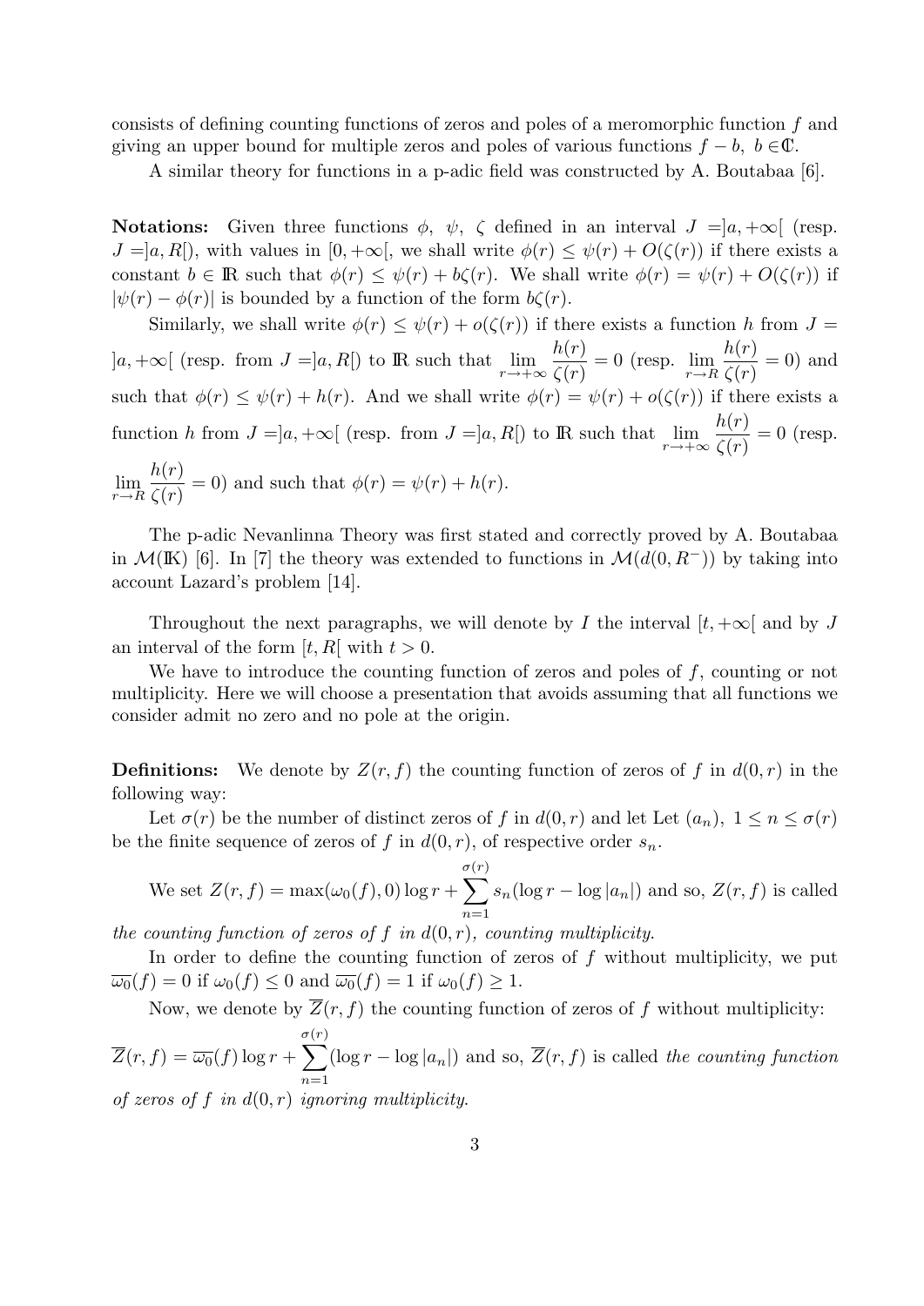consists of defining counting functions of zeros and poles of a meromorphic function $f$ and giving an upper bound for multiple zeros and poles of various functions $f - b,\ b \in \mathbb{C}$.

A similar theory for functions in a p-adic field was constructed by A. Boutabaa [6].

**Notations:** Given three functions $\phi,\ \psi,\ \zeta$ defined in an interval $J = ]a, +\infty[$ (resp. $J = ]a, R[$), with values in $[0, +\infty[$, we shall write $\phi(r) \leq \psi(r) + O(\zeta(r))$ if there exists a constant $b \in \mathbb{R}$ such that $\phi(r) \leq \psi(r) + b\zeta(r)$. We shall write $\phi(r) = \psi(r) + O(\zeta(r))$ if $|\psi(r) - \phi(r)|$ is bounded by a function of the form $b\zeta(r)$.

Similarly, we shall write $\phi(r) \leq \psi(r) + o(\zeta(r))$ if there exists a function $h$ from $J = ]a, +\infty[$ (resp. from $J = ]a, R[$) to $\mathbb{R}$ such that $\lim\limits_{r\to+\infty} \dfrac{h(r)}{\zeta(r)} = 0$ (resp. $\lim\limits_{r\to R} \dfrac{h(r)}{\zeta(r)} = 0$) and such that $\phi(r) \leq \psi(r) + h(r)$. And we shall write $\phi(r) = \psi(r) + o(\zeta(r))$ if there exists a function $h$ from $J = ]a, +\infty[$ (resp. from $J = ]a, R[$) to $\mathbb{R}$ such that $\lim\limits_{r\to+\infty} \dfrac{h(r)}{\zeta(r)} = 0$ (resp. $\lim\limits_{r\to R} \dfrac{h(r)}{\zeta(r)} = 0$) and such that $\phi(r) = \psi(r) + h(r)$.

The p-adic Nevanlinna Theory was first stated and correctly proved by A. Boutabaa in $\mathcal{M}(\mathbb{K})$ [6]. In [7] the theory was extended to functions in $\mathcal{M}(d(0, R^-))$ by taking into account Lazard's problem [14].

Throughout the next paragraphs, we will denote by $I$ the interval $[t, +\infty[$ and by $J$ an interval of the form $[t, R[$ with $t > 0$.

We have to introduce the counting function of zeros and poles of $f$, counting or not multiplicity. Here we will choose a presentation that avoids assuming that all functions we consider admit no zero and no pole at the origin.

**Definitions:** We denote by $Z(r, f)$ the counting function of zeros of $f$ in $d(0, r)$ in the following way:

Let $\sigma(r)$ be the number of distinct zeros of $f$ in $d(0, r)$ and let Let $(a_n),\ 1 \leq n \leq \sigma(r)$ be the finite sequence of zeros of $f$ in $d(0, r)$, of respective order $s_n$.

We set $Z(r, f) = \max(\omega_0(f), 0) \log r + \sum\limits_{n=1}^{\sigma(r)} s_n(\log r - \log |a_n|)$ and so, $Z(r, f)$ is called *the counting function of zeros of $f$ in $d(0, r)$, counting multiplicity.*

In order to define the counting function of zeros of $f$ without multiplicity, we put $\overline{\omega_0}(f) = 0$ if $\omega_0(f) \leq 0$ and $\overline{\omega_0}(f) = 1$ if $\omega_0(f) \geq 1$.

Now, we denote by $\overline{Z}(r, f)$ the counting function of zeros of $f$ without multiplicity:

$\overline{Z}(r, f) = \overline{\omega_0}(f) \log r + \sum\limits_{n=1}^{\sigma(r)} (\log r - \log |a_n|)$ and so, $\overline{Z}(r, f)$ is called *the counting function of zeros of $f$ in $d(0, r)$ ignoring multiplicity.*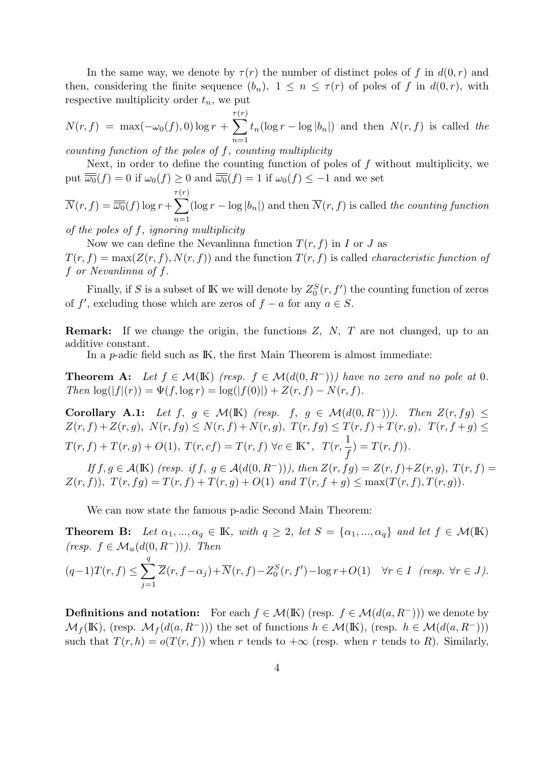In the same way, we denote by $\tau(r)$ the number of distinct poles of $f$ in $d(0,r)$ and then, considering the finite sequence $(b_n)$, $1 \leq n \leq \tau(r)$ of poles of $f$ in $d(0,r)$, with respective multiplicity order $t_n$, we put

$N(r,f) = \max(-\omega_0(f), 0)\log r + \sum_{n=1}^{\tau(r)} t_n(\log r - \log|b_n|)$ and then $N(r,f)$ is called *the counting function of the poles of $f$, counting multiplicity*

Next, in order to define the counting function of poles of $f$ without multiplicity, we put $\overline{\overline{\omega_0}}(f) = 0$ if $\omega_0(f) \geq 0$ and $\overline{\overline{\omega_0}}(f) = 1$ if $\omega_0(f) \leq -1$ and we set

$\overline{N}(r,f) = \overline{\overline{\omega_0}}(f)\log r + \sum_{n=1}^{\tau(r)}(\log r - \log|b_n|)$ and then $\overline{N}(r,f)$ is called *the counting function of the poles of $f$, ignoring multiplicity*

Now we can define the Nevanlinna function $T(r,f)$ in $I$ or $J$ as $T(r,f) = \max(Z(r,f), N(r,f))$ and the function $T(r,f)$ is called *characteristic function of $f$ or Nevanlinna of $f$.*

Finally, if $S$ is a subset of $\mathbb{K}$ we will denote by $Z_0^S(r,f')$ the counting function of zeros of $f'$, excluding those which are zeros of $f-a$ for any $a \in S$.

**Remark:** If we change the origin, the functions $Z$, $N$, $T$ are not changed, up to an additive constant.

In a $p$-adic field such as $\mathbb{K}$, the first Main Theorem is almost immediate:

**Theorem A:** *Let $f \in \mathcal{M}(\mathbb{K})$ (resp. $f \in \mathcal{M}(d(0,R^-))$) have no zero and no pole at 0. Then $\log(|f|(r)) = \Psi(f, \log r) = \log(|f(0)|) + Z(r,f) - N(r,f)$.*

**Corollary A.1:** *Let $f,\ g \in \mathcal{M}(\mathbb{K})$ (resp. $f,\ g \in \mathcal{M}(d(0,R^-))$). Then $Z(r,fg) \leq Z(r,f) + Z(r,g)$, $N(r,fg) \leq N(r,f) + N(r,g)$, $T(r,fg) \leq T(r,f) + T(r,g)$, $T(r,f+g) \leq T(r,f) + T(r,g) + O(1)$, $T(r,cf) = T(r,f)\ \forall c \in \mathbb{K}^*$, $T(r,\frac{1}{f}) = T(r,f)$).*

*If $f,g \in \mathcal{A}(\mathbb{K})$ (resp. if $f,\ g \in \mathcal{A}(d(0,R^-))$), then $Z(r,fg) = Z(r,f) + Z(r,g)$, $T(r,f) = Z(r,f))$, $T(r,fg) = T(r,f) + T(r,g) + O(1)$ and $T(r,f+g) \leq \max(T(r,f), T(r,g))$.*

We can now state the famous p-adic Second Main Theorem:

**Theorem B:** *Let $\alpha_1, ..., \alpha_q \in \mathbb{K}$, with $q \geq 2$, let $S = \{\alpha_1, ..., \alpha_q\}$ and let $f \in \mathcal{M}(\mathbb{K})$ (resp. $f \in \mathcal{M}_u(d(0,R^-))$). Then*

$$(q-1)T(r,f) \leq \sum_{j=1}^{q} \overline{Z}(r, f-\alpha_j) + \overline{N}(r,f) - Z_0^S(r,f') - \log r + O(1) \quad \forall r \in I \ \ (resp.\ \forall r \in J).$$

**Definitions and notation:** For each $f \in \mathcal{M}(\mathbb{K})$ (resp. $f \in \mathcal{M}(d(a,R^-))$) we denote by $\mathcal{M}_f(\mathbb{K})$, (resp. $\mathcal{M}_f(d(a,R^-))$) the set of functions $h \in \mathcal{M}(\mathbb{K})$, (resp. $h \in \mathcal{M}(d(a,R^-))$) such that $T(r,h) = o(T(r,f))$ when $r$ tends to $+\infty$ (resp. when $r$ tends to $R$). Similarly,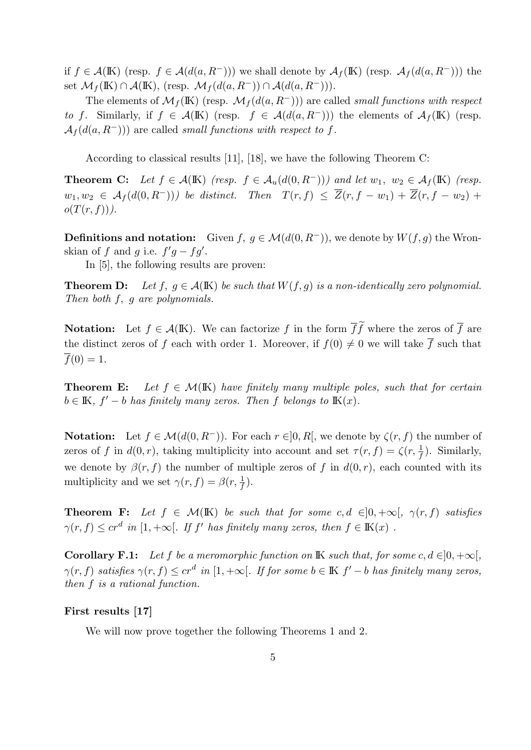if $f \in \mathcal{A}(\mathbb{K})$ (resp. $f \in \mathcal{A}(d(a, R^-))$) we shall denote by $\mathcal{A}_f(\mathbb{K})$ (resp. $\mathcal{A}_f(d(a, R^-))$) the set $\mathcal{M}_f(\mathbb{K}) \cap \mathcal{A}(\mathbb{K})$, (resp. $\mathcal{M}_f(d(a, R^-)) \cap \mathcal{A}(d(a, R^-))$).

The elements of $\mathcal{M}_f(\mathbb{K})$ (resp. $\mathcal{M}_f(d(a, R^-))$) are called *small functions with respect to $f$*. Similarly, if $f \in \mathcal{A}(\mathbb{K})$ (resp. $f \in \mathcal{A}(d(a, R^-))$) the elements of $\mathcal{A}_f(\mathbb{K})$ (resp. $\mathcal{A}_f(d(a, R^-))$) are called *small functions with respect to $f$*.

According to classical results [11], [18], we have the following Theorem C:

**Theorem C:** *Let $f \in \mathcal{A}(\mathbb{K})$ (resp. $f \in \mathcal{A}_u(d(0, R^-))$) and let $w_1, w_2 \in \mathcal{A}_f(\mathbb{K})$ (resp. $w_1, w_2 \in \mathcal{A}_f(d(0, R^-))$) be distinct. Then $T(r, f) \leq \overline{Z}(r, f - w_1) + \overline{Z}(r, f - w_2) + o(T(r, f))$).*

**Definitions and notation:** Given $f, g \in \mathcal{M}(d(0, R^-))$, we denote by $W(f, g)$ the Wronskian of $f$ and $g$ i.e. $f'g - fg'$.

In [5], the following results are proven:

**Theorem D:** *Let $f, g \in \mathcal{A}(\mathbb{K})$ be such that $W(f, g)$ is a non-identically zero polynomial. Then both $f, g$ are polynomials.*

**Notation:** Let $f \in \mathcal{A}(\mathbb{K})$. We can factorize $f$ in the form $\overline{f}\widetilde{f}$ where the zeros of $\overline{f}$ are the distinct zeros of $f$ each with order 1. Moreover, if $f(0) \neq 0$ we will take $\overline{f}$ such that $\overline{f}(0) = 1$.

**Theorem E:** *Let $f \in \mathcal{M}(\mathbb{K})$ have finitely many multiple poles, such that for certain $b \in \mathbb{K}$, $f' - b$ has finitely many zeros. Then $f$ belongs to $\mathbb{K}(x)$.*

**Notation:** Let $f \in \mathcal{M}(d(0, R^-))$. For each $r \in ]0, R[$, we denote by $\zeta(r, f)$ the number of zeros of $f$ in $d(0, r)$, taking multiplicity into account and set $\tau(r, f) = \zeta(r, \frac{1}{f})$. Similarly, we denote by $\beta(r, f)$ the number of multiple zeros of $f$ in $d(0, r)$, each counted with its multiplicity and we set $\gamma(r, f) = \beta(r, \frac{1}{f})$.

**Theorem F:** *Let $f \in \mathcal{M}(\mathbb{K})$ be such that for some $c, d \in ]0, +\infty[$, $\gamma(r, f)$ satisfies $\gamma(r, f) \leq cr^d$ in $[1, +\infty[$. If $f'$ has finitely many zeros, then $f \in \mathbb{K}(x)$.*

**Corollary F.1:** *Let $f$ be a meromorphic function on $\mathbb{K}$ such that, for some $c, d \in ]0, +\infty[$, $\gamma(r, f)$ satisfies $\gamma(r, f) \leq cr^d$ in $[1, +\infty[$. If for some $b \in \mathbb{K}$ $f' - b$ has finitely many zeros, then $f$ is a rational function.*

**First results [17]**

We will now prove together the following Theorems 1 and 2.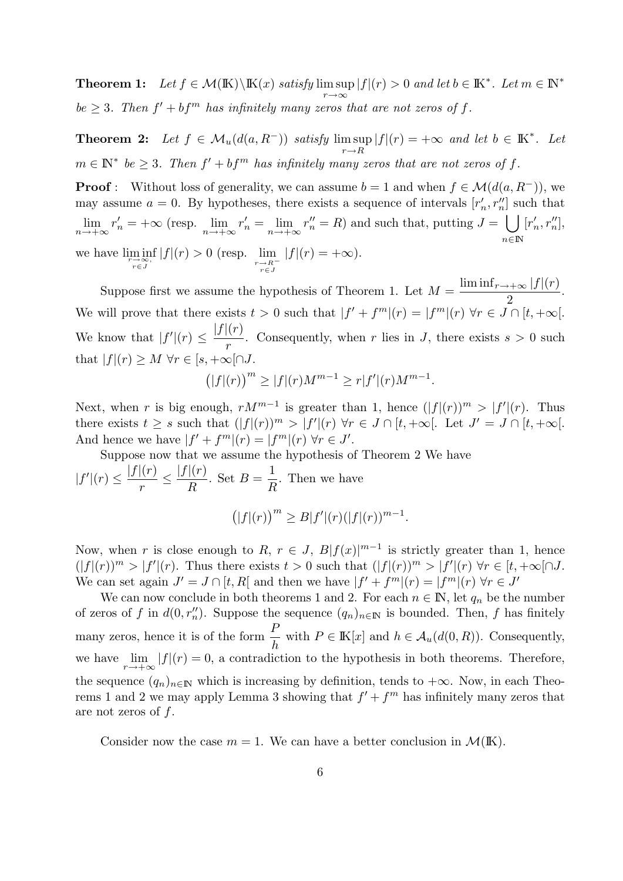**Theorem 1:** *Let $f \in \mathcal{M}(\mathbb{K}) \setminus \mathbb{K}(x)$ satisfy $\limsup\limits_{r\to\infty} |f|(r) > 0$ and let $b \in \mathbb{K}^*$. Let $m \in \mathbb{N}^*$ be $\geq 3$. Then $f' + bf^m$ has infinitely many zeros that are not zeros of $f$.*

**Theorem 2:** *Let $f \in \mathcal{M}_u(d(a, R^-))$ satisfy $\limsup\limits_{r\to R} |f|(r) = +\infty$ and let $b \in \mathbb{K}^*$. Let $m \in \mathbb{N}^*$ be $\geq 3$. Then $f' + bf^m$ has infinitely many zeros that are not zeros of $f$.*

**Proof** : Without loss of generality, we can assume $b = 1$ and when $f \in \mathcal{M}(d(a, R^-))$, we may assume $a = 0$. By hypotheses, there exists a sequence of intervals $[r'_n, r''_n]$ such that $\lim\limits_{n\to+\infty} r'_n = +\infty$ (resp. $\lim\limits_{n\to+\infty} r'_n = \lim\limits_{n\to+\infty} r''_n = R$) and such that, putting $J = \bigcup\limits_{n\in\mathbb{N}} [r'_n, r''_n]$, we have $\liminf\limits_{\substack{r\to\infty,\\ r\in J}} |f|(r) > 0$ (resp. $\lim\limits_{\substack{r\to R^- \\ r\in J}} |f|(r) = +\infty$).

Suppose first we assume the hypothesis of Theorem 1. Let $M = \dfrac{\liminf_{r\to+\infty} |f|(r)}{2}$. We will prove that there exists $t > 0$ such that $|f' + f^m|(r) = |f^m|(r)\ \forall r \in J \cap [t, +\infty[$. We know that $|f'|(r) \leq \dfrac{|f|(r)}{r}$. Consequently, when $r$ lies in $J$, there exists $s > 0$ such that $|f|(r) \geq M\ \forall r \in [s, +\infty[\cap J$.

$$\big(|f|(r)\big)^m \geq |f|(r) M^{m-1} \geq r|f'|(r) M^{m-1}.$$

Next, when $r$ is big enough, $rM^{m-1}$ is greater than 1, hence $(|f|(r))^m > |f'|(r)$. Thus there exists $t \geq s$ such that $(|f|(r))^m > |f'|(r)\ \forall r \in J \cap [t, +\infty[$. Let $J' = J \cap [t, +\infty[$. And hence we have $|f' + f^m|(r) = |f^m|(r)\ \forall r \in J'$.

Suppose now that we assume the hypothesis of Theorem 2 We have $|f'|(r) \leq \dfrac{|f|(r)}{r} \leq \dfrac{|f|(r)}{R}$. Set $B = \dfrac{1}{R}$. Then we have

$$\big(|f|(r)\big)^m \geq B|f'|(r)(|f|(r))^{m-1}.$$

Now, when $r$ is close enough to $R$, $r \in J$, $B|f(x)|^{m-1}$ is strictly greater than 1, hence $(|f|(r))^m > |f'|(r)$. Thus there exists $t > 0$ such that $(|f|(r))^m > |f'|(r)\ \forall r \in [t, +\infty[\cap J$. We can set again $J' = J \cap [t, R[$ and then we have $|f' + f^m|(r) = |f^m|(r)\ \forall r \in J'$

We can now conclude in both theorems 1 and 2. For each $n \in \mathbb{N}$, let $q_n$ be the number of zeros of $f$ in $d(0, r''_n)$. Suppose the sequence $(q_n)_{n\in\mathbb{N}}$ is bounded. Then, $f$ has finitely many zeros, hence it is of the form $\dfrac{P}{h}$ with $P \in \mathbb{K}[x]$ and $h \in \mathcal{A}_u(d(0, R))$. Consequently, we have $\lim\limits_{r\to+\infty} |f|(r) = 0$, a contradiction to the hypothesis in both theorems. Therefore, the sequence $(q_n)_{n\in\mathbb{N}}$ which is increasing by definition, tends to $+\infty$. Now, in each Theorems 1 and 2 we may apply Lemma 3 showing that $f' + f^m$ has infinitely many zeros that are not zeros of $f$.

Consider now the case $m = 1$. We can have a better conclusion in $\mathcal{M}(\mathbb{K})$.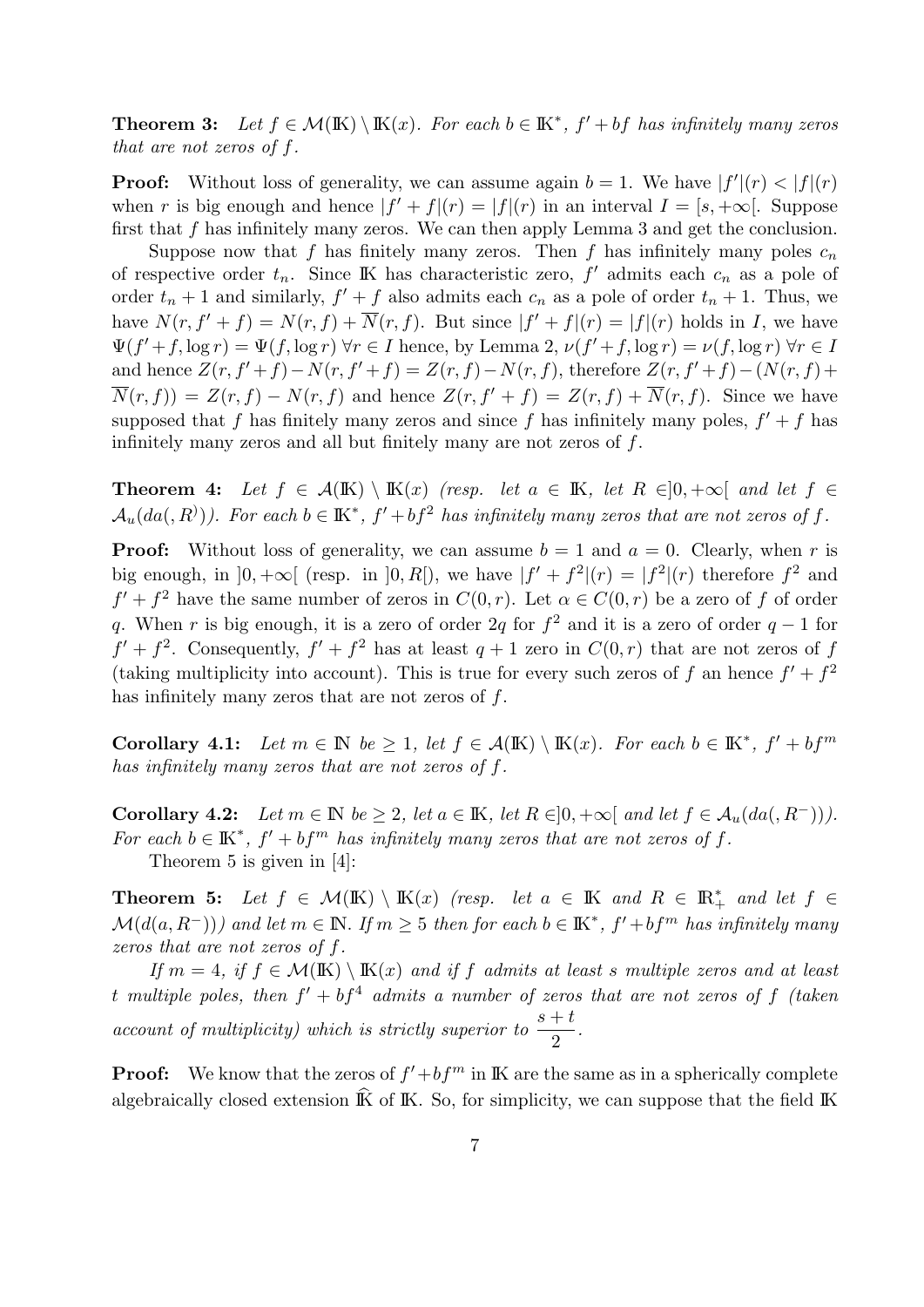**Theorem 3:** *Let $f \in \mathcal{M}(\mathbb{K}) \setminus \mathbb{K}(x)$. For each $b \in \mathbb{K}^*$, $f' + bf$ has infinitely many zeros that are not zeros of $f$.*

**Proof:** Without loss of generality, we can assume again $b = 1$. We have $|f'|(r) < |f|(r)$ when $r$ is big enough and hence $|f' + f|(r) = |f|(r)$ in an interval $I = [s, +\infty[$. Suppose first that $f$ has infinitely many zeros. We can then apply Lemma 3 and get the conclusion.

Suppose now that $f$ has finitely many zeros. Then $f$ has infinitely many poles $c_n$ of respective order $t_n$. Since $\mathbb{K}$ has characteristic zero, $f'$ admits each $c_n$ as a pole of order $t_n + 1$ and similarly, $f' + f$ also admits each $c_n$ as a pole of order $t_n + 1$. Thus, we have $N(r, f' + f) = N(r, f) + \overline{N}(r, f)$. But since $|f' + f|(r) = |f|(r)$ holds in $I$, we have $\Psi(f' + f, \log r) = \Psi(f, \log r)\ \forall r \in I$ hence, by Lemma 2, $\nu(f' + f, \log r) = \nu(f, \log r)\ \forall r \in I$ and hence $Z(r, f' + f) - N(r, f' + f) = Z(r, f) - N(r, f)$, therefore $Z(r, f' + f) - (N(r, f) + \overline{N}(r, f)) = Z(r, f) - N(r, f)$ and hence $Z(r, f' + f) = Z(r, f) + \overline{N}(r, f)$. Since we have supposed that $f$ has finitely many zeros and since $f$ has infinitely many poles, $f' + f$ has infinitely many zeros and all but finitely many are not zeros of $f$.

**Theorem 4:** *Let $f \in \mathcal{A}(\mathbb{K}) \setminus \mathbb{K}(x)$ (resp. let $a \in \mathbb{K}$, let $R \in ]0, +\infty[$ and let $f \in \mathcal{A}_u(da(, R^))$). For each $b \in \mathbb{K}^*$, $f' + bf^2$ has infinitely many zeros that are not zeros of $f$.*

**Proof:** Without loss of generality, we can assume $b = 1$ and $a = 0$. Clearly, when $r$ is big enough, in $]0, +\infty[$ (resp. in $]0, R[$), we have $|f' + f^2|(r) = |f^2|(r)$ therefore $f^2$ and $f' + f^2$ have the same number of zeros in $C(0, r)$. Let $\alpha \in C(0, r)$ be a zero of $f$ of order $q$. When $r$ is big enough, it is a zero of order $2q$ for $f^2$ and it is a zero of order $q - 1$ for $f' + f^2$. Consequently, $f' + f^2$ has at least $q + 1$ zero in $C(0, r)$ that are not zeros of $f$ (taking multiplicity into account). This is true for every such zeros of $f$ an hence $f' + f^2$ has infinitely many zeros that are not zeros of $f$.

**Corollary 4.1:** *Let $m \in \mathbb{N}$ be $\geq 1$, let $f \in \mathcal{A}(\mathbb{K}) \setminus \mathbb{K}(x)$. For each $b \in \mathbb{K}^*$, $f' + bf^m$ has infinitely many zeros that are not zeros of $f$.*

**Corollary 4.2:** *Let $m \in \mathbb{N}$ be $\geq 2$, let $a \in \mathbb{K}$, let $R \in ]0, +\infty[$ and let $f \in \mathcal{A}_u(da(, R^-)))$. For each $b \in \mathbb{K}^*$, $f' + bf^m$ has infinitely many zeros that are not zeros of $f$.*

Theorem 5 is given in [4]:

**Theorem 5:** *Let $f \in \mathcal{M}(\mathbb{K}) \setminus \mathbb{K}(x)$ (resp. let $a \in \mathbb{K}$ and $R \in \mathbb{R}_+^*$ and let $f \in \mathcal{M}(d(a, R^-)))$ and let $m \in \mathbb{N}$. If $m \geq 5$ then for each $b \in \mathbb{K}^*$, $f' + bf^m$ has infinitely many zeros that are not zeros of $f$.*

*If $m = 4$, if $f \in \mathcal{M}(\mathbb{K}) \setminus \mathbb{K}(x)$ and if $f$ admits at least $s$ multiple zeros and at least $t$ multiple poles, then $f' + bf^4$ admits a number of zeros that are not zeros of $f$ (taken account of multiplicity) which is strictly superior to $\dfrac{s + t}{2}$.*

**Proof:** We know that the zeros of $f' + bf^m$ in $\mathbb{K}$ are the same as in a spherically complete algebraically closed extension $\widehat{\mathbb{K}}$ of $\mathbb{K}$. So, for simplicity, we can suppose that the field $\mathbb{K}$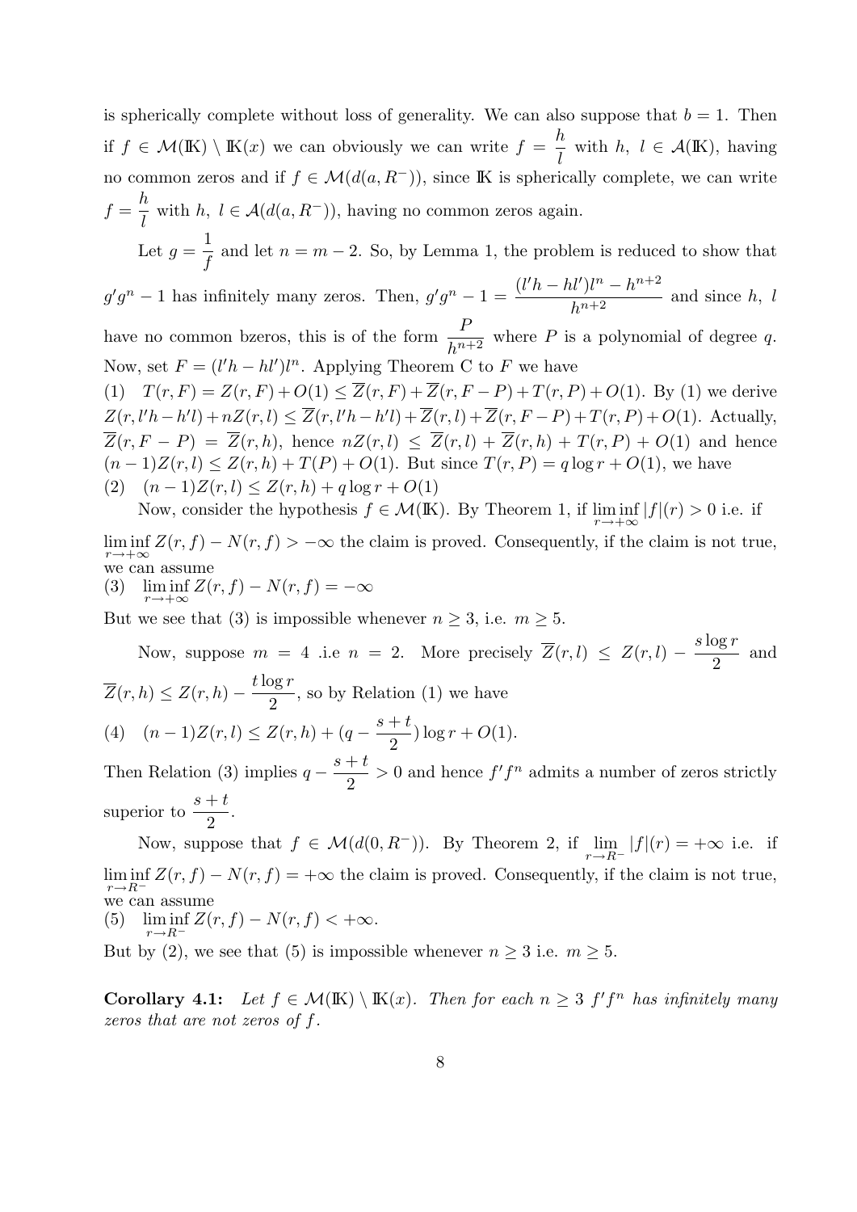is spherically complete without loss of generality. We can also suppose that $b = 1$. Then if $f \in \mathcal{M}(\mathbb{K}) \setminus \mathbb{K}(x)$ we can obviously we can write $f = \dfrac{h}{l}$ with $h,\ l \in \mathcal{A}(\mathbb{K})$, having no common zeros and if $f \in \mathcal{M}(d(a, R^-))$, since $\mathbb{K}$ is spherically complete, we can write $f = \dfrac{h}{l}$ with $h,\ l \in \mathcal{A}(d(a, R^-))$, having no common zeros again.

Let $g = \dfrac{1}{f}$ and let $n = m - 2$. So, by Lemma 1, the problem is reduced to show that $g'g^n - 1$ has infinitely many zeros. Then, $g'g^n - 1 = \dfrac{(l'h - hl')l^n - h^{n+2}}{h^{n+2}}$ and since $h,\ l$ have no common bzeros, this is of the form $\dfrac{P}{h^{n+2}}$ where $P$ is a polynomial of degree $q$. Now, set $F = (l'h - hl')l^n$. Applying Theorem C to $F$ we have

(1) $T(r, F) = Z(r, F) + O(1) \leq \overline{Z}(r, F) + \overline{Z}(r, F - P) + T(r, P) + O(1)$. By (1) we derive $Z(r, l'h - h'l) + nZ(r, l) \leq \overline{Z}(r, l'h - h'l) + \overline{Z}(r, l) + \overline{Z}(r, F - P) + T(r, P) + O(1)$. Actually, $\overline{Z}(r, F - P) = \overline{Z}(r, h)$, hence $nZ(r, l) \leq \overline{Z}(r, l) + \overline{Z}(r, h) + T(r, P) + O(1)$ and hence $(n-1)Z(r, l) \leq Z(r, h) + T(P) + O(1)$. But since $T(r, P) = q \log r + O(1)$, we have

(2) $(n-1)Z(r, l) \leq Z(r, h) + q \log r + O(1)$

Now, consider the hypothesis $f \in \mathcal{M}(\mathbb{K})$. By Theorem 1, if $\liminf\limits_{r \to +\infty} |f|(r) > 0$ i.e. if $\liminf\limits_{r \to +\infty} Z(r, f) - N(r, f) > -\infty$ the claim is proved. Consequently, if the claim is not true, we can assume

(3) $\liminf\limits_{r \to +\infty} Z(r, f) - N(r, f) = -\infty$

But we see that (3) is impossible whenever $n \geq 3$, i.e. $m \geq 5$.

Now, suppose $m = 4$ .i.e $n = 2$. More precisely $\overline{Z}(r, l) \leq Z(r, l) - \dfrac{s \log r}{2}$ and $\overline{Z}(r, h) \leq Z(r, h) - \dfrac{t \log r}{2}$, so by Relation (1) we have

(4) $(n-1)Z(r, l) \leq Z(r, h) + (q - \dfrac{s+t}{2}) \log r + O(1)$.

Then Relation (3) implies $q - \dfrac{s+t}{2} > 0$ and hence $f'f^n$ admits a number of zeros strictly superior to $\dfrac{s+t}{2}$.

Now, suppose that $f \in \mathcal{M}(d(0, R^-))$. By Theorem 2, if $\lim\limits_{r \to R^-} |f|(r) = +\infty$ i.e. if $\liminf\limits_{r \to R^-} Z(r, f) - N(r, f) = +\infty$ the claim is proved. Consequently, if the claim is not true, we can assume

(5) $\liminf\limits_{r \to R^-} Z(r, f) - N(r, f) < +\infty$.

But by (2), we see that (5) is impossible whenever $n \geq 3$ i.e. $m \geq 5$.

**Corollary 4.1:** *Let $f \in \mathcal{M}(\mathbb{K}) \setminus \mathbb{K}(x)$. Then for each $n \geq 3$ $f'f^n$ has infinitely many zeros that are not zeros of $f$.*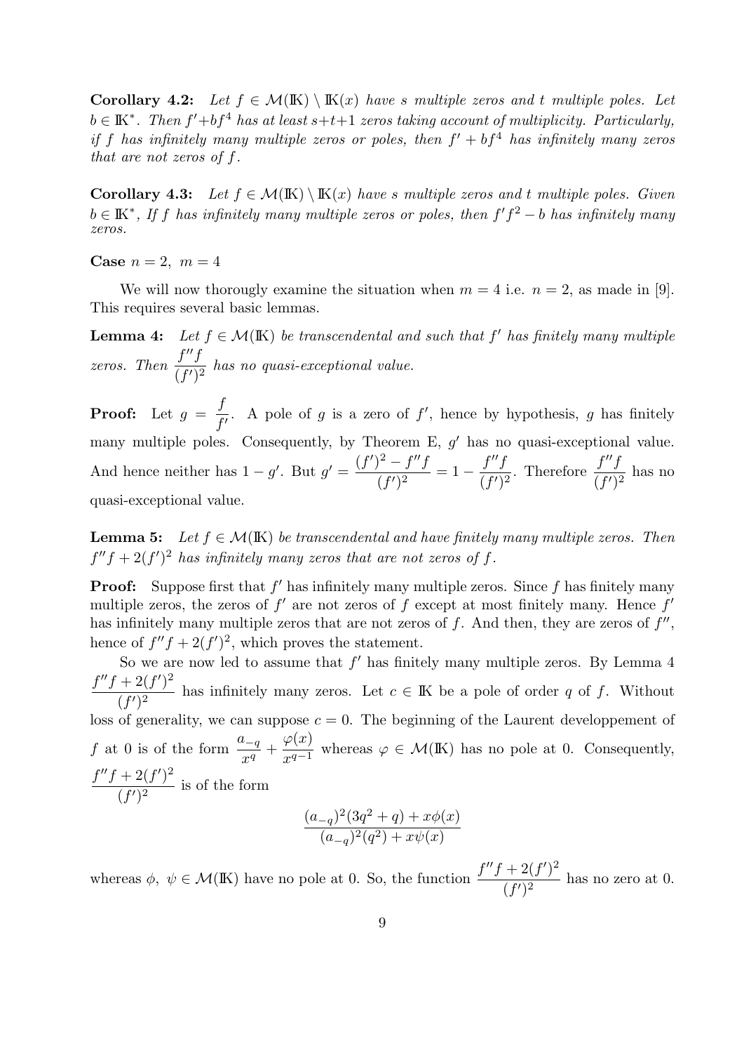**Corollary 4.2:** *Let $f \in \mathcal{M}(\mathbb{K}) \setminus \mathbb{K}(x)$ have $s$ multiple zeros and $t$ multiple poles. Let $b \in \mathbb{K}^*$. Then $f' + bf^4$ has at least $s+t+1$ zeros taking account of multiplicity. Particularly, if $f$ has infinitely many multiple zeros or poles, then $f' + bf^4$ has infinitely many zeros that are not zeros of $f$.*

**Corollary 4.3:** *Let $f \in \mathcal{M}(\mathbb{K}) \setminus \mathbb{K}(x)$ have $s$ multiple zeros and $t$ multiple poles. Given $b \in \mathbb{K}^*$, If $f$ has infinitely many multiple zeros or poles, then $f'f^2 - b$ has infinitely many zeros.*

**Case** $n = 2,\ m = 4$

We will now thorougly examine the situation when $m = 4$ i.e. $n = 2$, as made in [9]. This requires several basic lemmas.

**Lemma 4:** *Let $f \in \mathcal{M}(\mathbb{K})$ be transcendental and such that $f'$ has finitely many multiple zeros. Then $\dfrac{f''f}{(f')^2}$ has no quasi-exceptional value.*

**Proof:** Let $g = \dfrac{f}{f'}$. A pole of $g$ is a zero of $f'$, hence by hypothesis, $g$ has finitely many multiple poles. Consequently, by Theorem E, $g'$ has no quasi-exceptional value. And hence neither has $1 - g'$. But $g' = \dfrac{(f')^2 - f''f}{(f')^2} = 1 - \dfrac{f''f}{(f')^2}$. Therefore $\dfrac{f''f}{(f')^2}$ has no quasi-exceptional value.

**Lemma 5:** *Let $f \in \mathcal{M}(\mathbb{K})$ be transcendental and have finitely many multiple zeros. Then $f''f + 2(f')^2$ has infinitely many zeros that are not zeros of $f$.*

**Proof:** Suppose first that $f'$ has infinitely many multiple zeros. Since $f$ has finitely many multiple zeros, the zeros of $f'$ are not zeros of $f$ except at most finitely many. Hence $f'$ has infinitely many multiple zeros that are not zeros of $f$. And then, they are zeros of $f''$, hence of $f''f + 2(f')^2$, which proves the statement.

So we are now led to assume that $f'$ has finitely many multiple zeros. By Lemma 4 $\dfrac{f''f + 2(f')^2}{(f')^2}$ has infinitely many zeros. Let $c \in \mathbb{K}$ be a pole of order $q$ of $f$. Without loss of generality, we can suppose $c = 0$. The beginning of the Laurent developpement of $f$ at 0 is of the form $\dfrac{a_{-q}}{x^q} + \dfrac{\varphi(x)}{x^{q-1}}$ whereas $\varphi \in \mathcal{M}(\mathbb{K})$ has no pole at 0. Consequently, $\dfrac{f''f + 2(f')^2}{(f')^2}$ is of the form

$$\frac{(a_{-q})^2(3q^2 + q) + x\phi(x)}{(a_{-q})^2(q^2) + x\psi(x)}$$

whereas $\phi,\ \psi \in \mathcal{M}(\mathbb{K})$ have no pole at 0. So, the function $\dfrac{f''f + 2(f')^2}{(f')^2}$ has no zero at 0.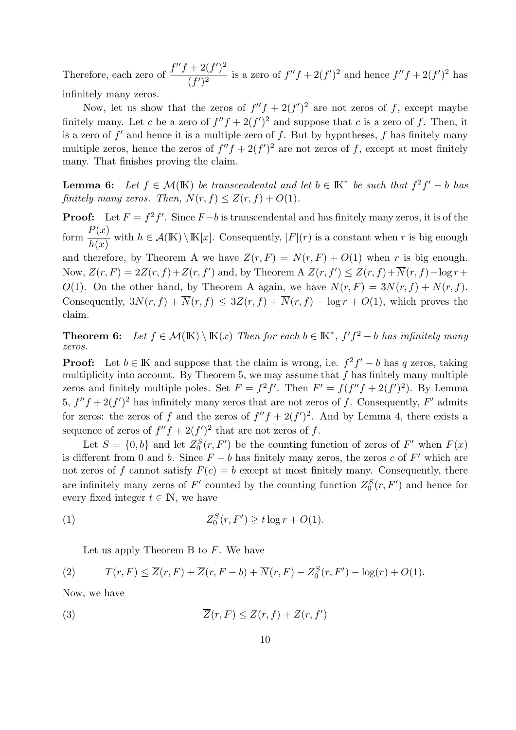Therefore, each zero of $\frac{f''f+2(f')^2}{(f')^2}$ is a zero of $f''f+2(f')^2$ and hence $f''f+2(f')^2$ has infinitely many zeros.

Now, let us show that the zeros of $f''f+2(f')^2$ are not zeros of $f$, except maybe finitely many. Let $c$ be a zero of $f''f+2(f')^2$ and suppose that $c$ is a zero of $f$. Then, it is a zero of $f'$ and hence it is a multiple zero of $f$. But by hypotheses, $f$ has finitely many multiple zeros, hence the zeros of $f''f+2(f')^2$ are not zeros of $f$, except at most finitely many. That finishes proving the claim.

**Lemma 6:** *Let $f \in \mathcal{M}(\mathbb{K})$ be transcendental and let $b \in \mathbb{K}^*$ be such that $f^2f'-b$ has finitely many zeros. Then, $N(r,f) \leq Z(r,f)+O(1)$.*

**Proof:** Let $F = f^2f'$. Since $F-b$ is transcendental and has finitely many zeros, it is of the form $\frac{P(x)}{h(x)}$ with $h \in \mathcal{A}(\mathbb{K}) \setminus \mathbb{K}[x]$. Consequently, $|F|(r)$ is a constant when $r$ is big enough and therefore, by Theorem A we have $Z(r,F) = N(r,F)+O(1)$ when $r$ is big enough. Now, $Z(r,F) = 2Z(r,f)+Z(r,f')$ and, by Theorem A $Z(r,f') \leq Z(r,f)+\overline{N}(r,f)-\log r+O(1)$. On the other hand, by Theorem A again, we have $N(r,F) = 3N(r,f)+\overline{N}(r,f)$. Consequently, $3N(r,f)+\overline{N}(r,f) \leq 3Z(r,f)+\overline{N}(r,f)-\log r+O(1)$, which proves the claim.

**Theorem 6:** *Let $f \in \mathcal{M}(\mathbb{K}) \setminus \mathbb{K}(x)$ Then for each $b \in \mathbb{K}^*$, $f'f^2-b$ has infinitely many zeros.*

**Proof:** Let $b \in \mathbb{K}$ and suppose that the claim is wrong, i.e. $f^2f'-b$ has $q$ zeros, taking multiplicity into account. By Theorem 5, we may assume that $f$ has finitely many multiple zeros and finitely multiple poles. Set $F = f^2f'$. Then $F' = f(f''f+2(f')^2)$. By Lemma 5, $f''f+2(f')^2$ has infinitely many zeros that are not zeros of $f$. Consequently, $F'$ admits for zeros: the zeros of $f$ and the zeros of $f''f+2(f')^2$. And by Lemma 4, there exists a sequence of zeros of $f''f+2(f')^2$ that are not zeros of $f$.

Let $S = \{0,b\}$ and let $Z_0^S(r,F')$ be the counting function of zeros of $F'$ when $F(x)$ is different from 0 and $b$. Since $F-b$ has finitely many zeros, the zeros $c$ of $F'$ which are not zeros of $f$ cannot satisfy $F(c) = b$ except at most finitely many. Consequently, there are infinitely many zeros of $F'$ counted by the counting function $Z_0^S(r,F')$ and hence for every fixed integer $t \in \mathbb{N}$, we have

$$Z_0^S(r,F') \geq t\log r+O(1). \tag{1}$$

Let us apply Theorem B to $F$. We have

$$T(r,F) \leq \overline{Z}(r,F)+\overline{Z}(r,F-b)+\overline{N}(r,F)-Z_0^S(r,F')-\log(r)+O(1). \tag{2}$$

Now, we have

$$\overline{Z}(r,F) \leq Z(r,f)+Z(r,f') \tag{3}$$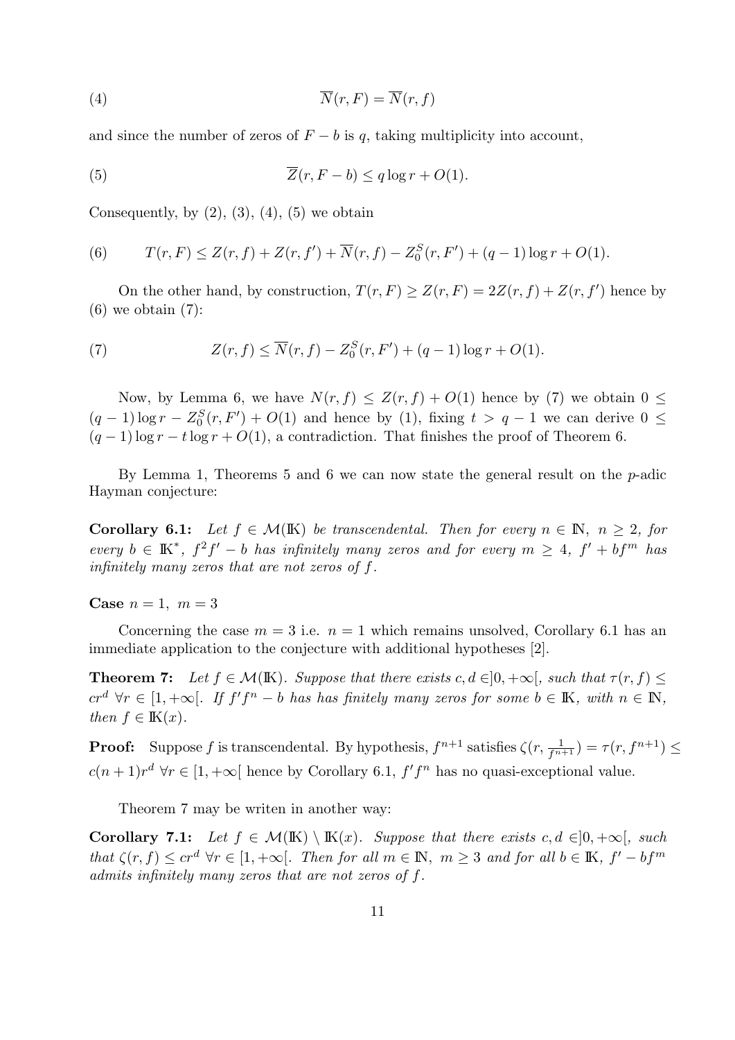$$\overline{N}(r, F) = \overline{N}(r, f) \tag{4}$$

and since the number of zeros of $F - b$ is $q$, taking multiplicity into account,

$$\overline{Z}(r, F - b) \leq q \log r + O(1). \tag{5}$$

Consequently, by (2), (3), (4), (5) we obtain

$$T(r, F) \leq Z(r, f) + Z(r, f') + \overline{N}(r, f) - Z_0^S(r, F') + (q - 1) \log r + O(1). \tag{6}$$

On the other hand, by construction, $T(r, F) \geq Z(r, F) = 2Z(r, f) + Z(r, f')$ hence by (6) we obtain (7):

$$Z(r, f) \leq \overline{N}(r, f) - Z_0^S(r, F') + (q - 1) \log r + O(1). \tag{7}$$

Now, by Lemma 6, we have $N(r, f) \leq Z(r, f) + O(1)$ hence by (7) we obtain $0 \leq (q-1)\log r - Z_0^S(r, F') + O(1)$ and hence by (1), fixing $t > q - 1$ we can derive $0 \leq (q - 1) \log r - t \log r + O(1)$, a contradiction. That finishes the proof of Theorem 6.

By Lemma 1, Theorems 5 and 6 we can now state the general result on the $p$-adic Hayman conjecture:

**Corollary 6.1:** *Let $f \in \mathcal{M}(\mathbb{K})$ be transcendental. Then for every $n \in \mathbb{N}$, $n \geq 2$, for every $b \in \mathbb{K}^*$, $f^2 f' - b$ has infinitely many zeros and for every $m \geq 4$, $f' + bf^m$ has infinitely many zeros that are not zeros of $f$.*

**Case** $n = 1, \ m = 3$

Concerning the case $m = 3$ i.e. $n = 1$ which remains unsolved, Corollary 6.1 has an immediate application to the conjecture with additional hypotheses [2].

**Theorem 7:** *Let $f \in \mathcal{M}(\mathbb{K})$. Suppose that there exists $c, d \in ]0, +\infty[$, such that $\tau(r, f) \leq cr^d \ \forall r \in [1, +\infty[$. If $f' f^n - b$ has has finitely many zeros for some $b \in \mathbb{K}$, with $n \in \mathbb{N}$, then $f \in \mathbb{K}(x)$.*

**Proof:** Suppose $f$ is transcendental. By hypothesis, $f^{n+1}$ satisfies $\zeta(r, \frac{1}{f^{n+1}}) = \tau(r, f^{n+1}) \leq c(n + 1)r^d \ \forall r \in [1, +\infty[$ hence by Corollary 6.1, $f' f^n$ has no quasi-exceptional value.

Theorem 7 may be writen in another way:

**Corollary 7.1:** *Let $f \in \mathcal{M}(\mathbb{K}) \setminus \mathbb{K}(x)$. Suppose that there exists $c, d \in ]0, +\infty[$, such that $\zeta(r, f) \leq cr^d \ \forall r \in [1, +\infty[$. Then for all $m \in \mathbb{N}$, $m \geq 3$ and for all $b \in \mathbb{K}$, $f' - bf^m$ admits infinitely many zeros that are not zeros of $f$.*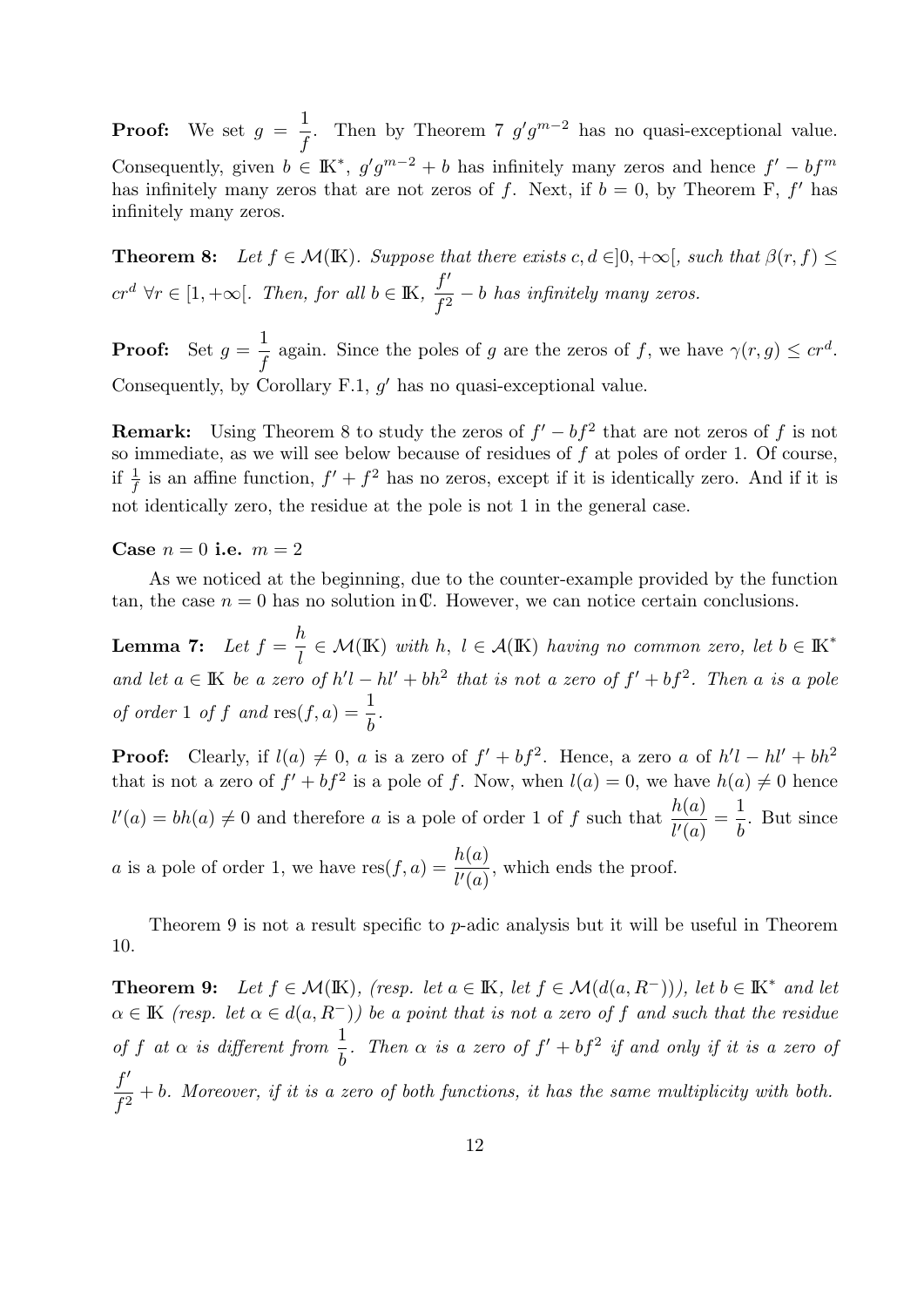**Proof:** We set $g = \dfrac{1}{f}$. Then by Theorem 7 $g'g^{m-2}$ has no quasi-exceptional value. Consequently, given $b \in \mathbb{K}^*$, $g'g^{m-2} + b$ has infinitely many zeros and hence $f' - bf^m$ has infinitely many zeros that are not zeros of $f$. Next, if $b = 0$, by Theorem F, $f'$ has infinitely many zeros.

**Theorem 8:** *Let $f \in \mathcal{M}(\mathbb{K})$. Suppose that there exists $c, d \in ]0, +\infty[$, such that $\beta(r, f) \leq cr^d$ $\forall r \in [1, +\infty[$. Then, for all $b \in \mathbb{K}$, $\dfrac{f'}{f^2} - b$ has infinitely many zeros.*

**Proof:** Set $g = \dfrac{1}{f}$ again. Since the poles of $g$ are the zeros of $f$, we have $\gamma(r, g) \leq cr^d$. Consequently, by Corollary F.1, $g'$ has no quasi-exceptional value.

**Remark:** Using Theorem 8 to study the zeros of $f' - bf^2$ that are not zeros of $f$ is not so immediate, as we will see below because of residues of $f$ at poles of order 1. Of course, if $\frac{1}{f}$ is an affine function, $f' + f^2$ has no zeros, except if it is identically zero. And if it is not identically zero, the residue at the pole is not 1 in the general case.

**Case $n = 0$ i.e. $m = 2$**

As we noticed at the beginning, due to the counter-example provided by the function tan, the case $n = 0$ has no solution in $\mathbb{C}$. However, we can notice certain conclusions.

**Lemma 7:** *Let $f = \dfrac{h}{l} \in \mathcal{M}(\mathbb{K})$ with $h, l \in \mathcal{A}(\mathbb{K})$ having no common zero, let $b \in \mathbb{K}^*$ and let $a \in \mathbb{K}$ be a zero of $h'l - hl' + bh^2$ that is not a zero of $f' + bf^2$. Then $a$ is a pole of order 1 of $f$ and $\text{res}(f, a) = \dfrac{1}{b}$.*

**Proof:** Clearly, if $l(a) \neq 0$, $a$ is a zero of $f' + bf^2$. Hence, a zero $a$ of $h'l - hl' + bh^2$ that is not a zero of $f' + bf^2$ is a pole of $f$. Now, when $l(a) = 0$, we have $h(a) \neq 0$ hence $l'(a) = bh(a) \neq 0$ and therefore $a$ is a pole of order 1 of $f$ such that $\dfrac{h(a)}{l'(a)} = \dfrac{1}{b}$. But since $a$ is a pole of order 1, we have $\text{res}(f, a) = \dfrac{h(a)}{l'(a)}$, which ends the proof.

Theorem 9 is not a result specific to $p$-adic analysis but it will be useful in Theorem 10.

**Theorem 9:** *Let $f \in \mathcal{M}(\mathbb{K})$, (resp. let $a \in \mathbb{K}$, let $f \in \mathcal{M}(d(a, R^-))$), let $b \in \mathbb{K}^*$ and let $\alpha \in \mathbb{K}$ (resp. let $\alpha \in d(a, R^-)$) be a point that is not a zero of $f$ and such that the residue of $f$ at $\alpha$ is different from $\dfrac{1}{b}$. Then $\alpha$ is a zero of $f' + bf^2$ if and only if it is a zero of $\dfrac{f'}{f^2} + b$. Moreover, if it is a zero of both functions, it has the same multiplicity with both.*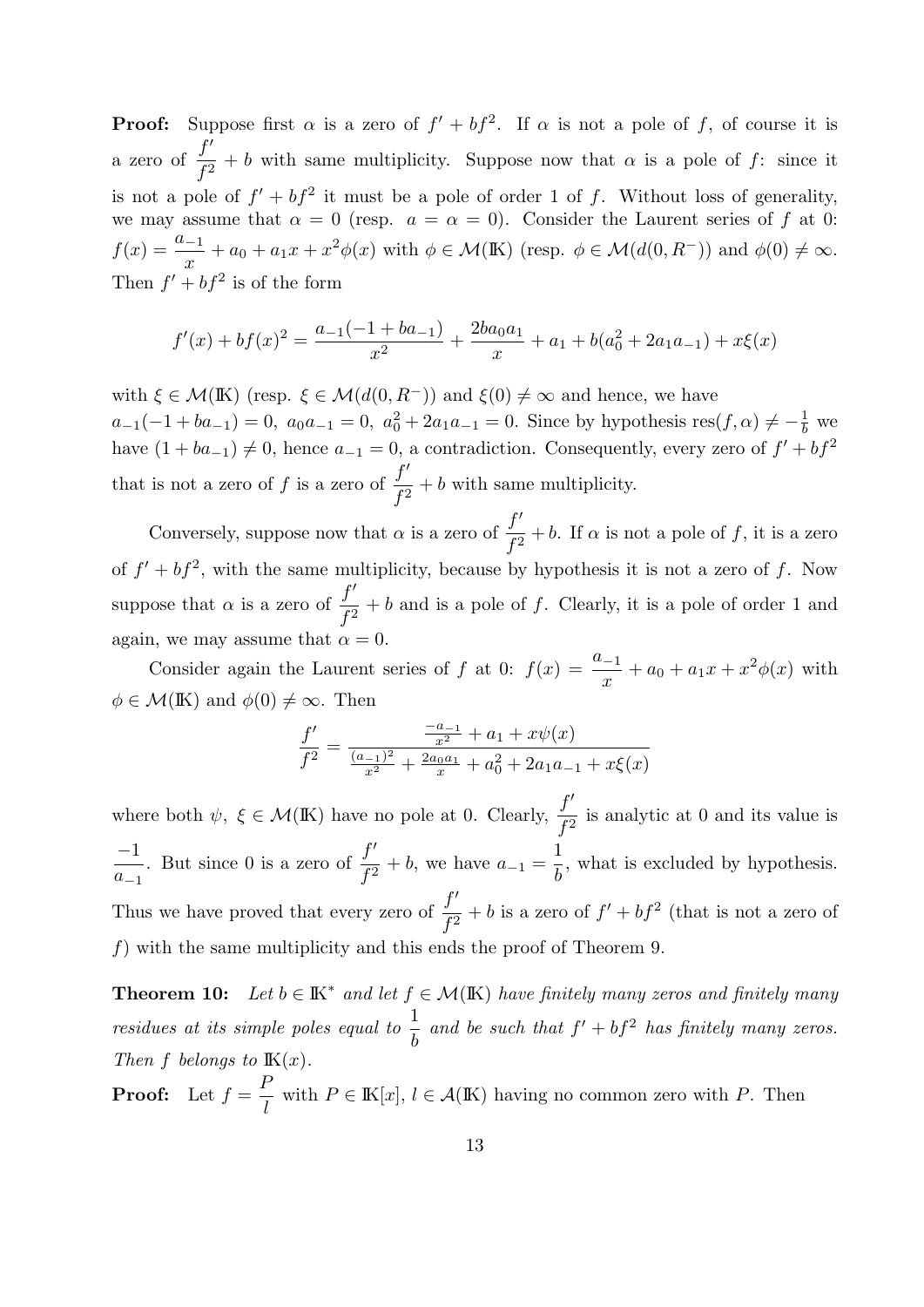**Proof:** Suppose first $\alpha$ is a zero of $f' + bf^2$. If $\alpha$ is not a pole of $f$, of course it is a zero of $\dfrac{f'}{f^2} + b$ with same multiplicity. Suppose now that $\alpha$ is a pole of $f$: since it is not a pole of $f' + bf^2$ it must be a pole of order 1 of $f$. Without loss of generality, we may assume that $\alpha = 0$ (resp. $a = \alpha = 0$). Consider the Laurent series of $f$ at 0: $f(x) = \dfrac{a_{-1}}{x} + a_0 + a_1 x + x^2\phi(x)$ with $\phi \in \mathcal{M}(\mathrm{I\!K})$ (resp. $\phi \in \mathcal{M}(d(0, R^-))$ and $\phi(0) \neq \infty$. Then $f' + bf^2$ is of the form

$$f'(x) + bf(x)^2 = \frac{a_{-1}(-1 + ba_{-1})}{x^2} + \frac{2ba_0a_1}{x} + a_1 + b(a_0^2 + 2a_1a_{-1}) + x\xi(x)$$

with $\xi \in \mathcal{M}(\mathrm{I\!K})$ (resp. $\xi \in \mathcal{M}(d(0, R^-))$ and $\xi(0) \neq \infty$ and hence, we have $a_{-1}(-1 + ba_{-1}) = 0,\ a_0a_{-1} = 0,\ a_0^2 + 2a_1a_{-1} = 0$. Since by hypothesis $\mathrm{res}(f, \alpha) \neq -\frac{1}{b}$ we have $(1 + ba_{-1}) \neq 0$, hence $a_{-1} = 0$, a contradiction. Consequently, every zero of $f' + bf^2$ that is not a zero of $f$ is a zero of $\dfrac{f'}{f^2} + b$ with same multiplicity.

Conversely, suppose now that $\alpha$ is a zero of $\dfrac{f'}{f^2} + b$. If $\alpha$ is not a pole of $f$, it is a zero of $f' + bf^2$, with the same multiplicity, because by hypothesis it is not a zero of $f$. Now suppose that $\alpha$ is a zero of $\dfrac{f'}{f^2} + b$ and is a pole of $f$. Clearly, it is a pole of order 1 and again, we may assume that $\alpha = 0$.

Consider again the Laurent series of $f$ at 0: $f(x) = \dfrac{a_{-1}}{x} + a_0 + a_1x + x^2\phi(x)$ with $\phi \in \mathcal{M}(\mathrm{I\!K})$ and $\phi(0) \neq \infty$. Then

$$\frac{f'}{f^2} = \frac{\frac{-a_{-1}}{x^2} + a_1 + x\psi(x)}{\frac{(a_{-1})^2}{x^2} + \frac{2a_0a_1}{x} + a_0^2 + 2a_1a_{-1} + x\xi(x)}$$

where both $\psi,\ \xi \in \mathcal{M}(\mathrm{I\!K})$ have no pole at 0. Clearly, $\dfrac{f'}{f^2}$ is analytic at 0 and its value is $\dfrac{-1}{a_{-1}}$. But since 0 is a zero of $\dfrac{f'}{f^2} + b$, we have $a_{-1} = \dfrac{1}{b}$, what is excluded by hypothesis. Thus we have proved that every zero of $\dfrac{f'}{f^2} + b$ is a zero of $f' + bf^2$ (that is not a zero of $f$) with the same multiplicity and this ends the proof of Theorem 9.

**Theorem 10:** *Let $b \in \mathrm{I\!K}^*$ and let $f \in \mathcal{M}(\mathrm{I\!K})$ have finitely many zeros and finitely many residues at its simple poles equal to $\dfrac{1}{b}$ and be such that $f' + bf^2$ has finitely many zeros. Then $f$ belongs to $\mathrm{I\!K}(x)$.*

**Proof:** Let $f = \dfrac{P}{l}$ with $P \in \mathrm{I\!K}[x]$, $l \in \mathcal{A}(\mathrm{I\!K})$ having no common zero with $P$. Then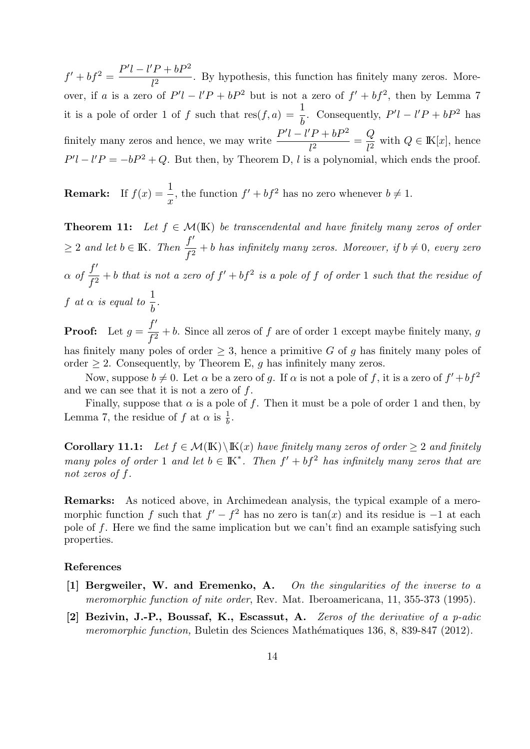$f' + bf^2 = \dfrac{P'l - l'P + bP^2}{l^2}$. By hypothesis, this function has finitely many zeros. Moreover, if $a$ is a zero of $P'l - l'P + bP^2$ but is not a zero of $f' + bf^2$, then by Lemma 7 it is a pole of order 1 of $f$ such that $\text{res}(f, a) = \dfrac{1}{b}$. Consequently, $P'l - l'P + bP^2$ has finitely many zeros and hence, we may write $\dfrac{P'l - l'P + bP^2}{l^2} = \dfrac{Q}{l^2}$ with $Q \in \mathbb{K}[x]$, hence $P'l - l'P = -bP^2 + Q$. But then, by Theorem D, $l$ is a polynomial, which ends the proof.

**Remark:** If $f(x) = \dfrac{1}{x}$, the function $f' + bf^2$ has no zero whenever $b \neq 1$.

**Theorem 11:** *Let $f \in \mathcal{M}(\mathbb{K})$ be transcendental and have finitely many zeros of order $\geq 2$ and let $b \in \mathbb{K}$. Then $\dfrac{f'}{f^2} + b$ has infinitely many zeros. Moreover, if $b \neq 0$, every zero $\alpha$ of $\dfrac{f'}{f^2} + b$ that is not a zero of $f' + bf^2$ is a pole of $f$ of order 1 such that the residue of $f$ at $\alpha$ is equal to $\dfrac{1}{b}$.*

**Proof:** Let $g = \dfrac{f'}{f^2} + b$. Since all zeros of $f$ are of order 1 except maybe finitely many, $g$ has finitely many poles of order $\geq 3$, hence a primitive $G$ of $g$ has finitely many poles of order $\geq 2$. Consequently, by Theorem E, $g$ has infinitely many zeros.

Now, suppose $b \neq 0$. Let $\alpha$ be a zero of $g$. If $\alpha$ is not a pole of $f$, it is a zero of $f' + bf^2$ and we can see that it is not a zero of $f$.

Finally, suppose that $\alpha$ is a pole of $f$. Then it must be a pole of order 1 and then, by Lemma 7, the residue of $f$ at $\alpha$ is $\frac{1}{b}$.

**Corollary 11.1:** *Let $f \in \mathcal{M}(\mathbb{K}) \setminus \mathbb{K}(x)$ have finitely many zeros of order $\geq 2$ and finitely many poles of order 1 and let $b \in \mathbb{K}^*$. Then $f' + bf^2$ has infinitely many zeros that are not zeros of $f$.*

**Remarks:** As noticed above, in Archimedean analysis, the typical example of a meromorphic function $f$ such that $f' - f^2$ has no zero is $\tan(x)$ and its residue is $-1$ at each pole of $f$. Here we find the same implication but we can't find an example satisfying such properties.

### References

- **[1] Bergweiler, W. and Eremenko, A.** *On the singularities of the inverse to a meromorphic function of nite order*, Rev. Mat. Iberoamericana, 11, 355-373 (1995).
- **[2] Bezivin, J.-P., Boussaf, K., Escassut, A.** *Zeros of the derivative of a p-adic meromorphic function,* Buletin des Sciences Mathématiques 136, 8, 839-847 (2012).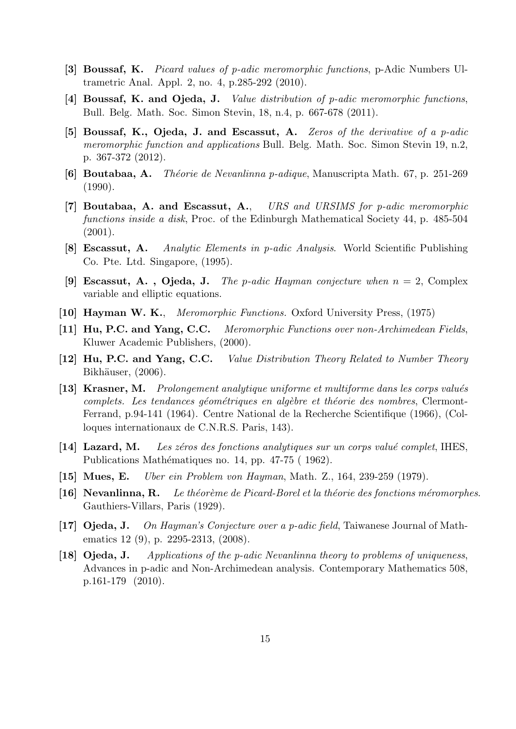- **[3] Boussaf, K.** *Picard values of p-adic meromorphic functions*, p-Adic Numbers Ultrametric Anal. Appl. 2, no. 4, p.285-292 (2010).
- **[4] Boussaf, K. and Ojeda, J.** *Value distribution of p-adic meromorphic functions*, Bull. Belg. Math. Soc. Simon Stevin, 18, n.4, p. 667-678 (2011).
- **[5] Boussaf, K., Ojeda, J. and Escassut, A.** *Zeros of the derivative of a p-adic meromorphic function and applications* Bull. Belg. Math. Soc. Simon Stevin 19, n.2, p. 367-372 (2012).
- **[6] Boutabaa, A.** *Théorie de Nevanlinna p-adique*, Manuscripta Math. 67, p. 251-269 (1990).
- **[7] Boutabaa, A. and Escassut, A.**, *URS and URSIMS for p-adic meromorphic functions inside a disk*, Proc. of the Edinburgh Mathematical Society 44, p. 485-504 (2001).
- **[8] Escassut, A.** *Analytic Elements in p-adic Analysis*. World Scientific Publishing Co. Pte. Ltd. Singapore, (1995).
- **[9] Escassut, A. , Ojeda, J.** *The p-adic Hayman conjecture when $n = 2$*, Complex variable and elliptic equations.
- **[10] Hayman W. K.**, *Meromorphic Functions.* Oxford University Press, (1975)
- **[11] Hu, P.C. and Yang, C.C.** *Meromorphic Functions over non-Archimedean Fields*, Kluwer Academic Publishers, (2000).
- **[12] Hu, P.C. and Yang, C.C.** *Value Distribution Theory Related to Number Theory* Bikhäuser, (2006).
- **[13] Krasner, M.** *Prolongement analytique uniforme et multiforme dans les corps valués complets. Les tendances géométriques en algèbre et théorie des nombres*, Clermont-Ferrand, p.94-141 (1964). Centre National de la Recherche Scientifique (1966), (Colloques internationaux de C.N.R.S. Paris, 143).
- **[14] Lazard, M.** *Les zéros des fonctions analytiques sur un corps valué complet*, IHES, Publications Mathématiques no. 14, pp. 47-75 ( 1962).
- **[15] Mues, E.** *Uber ein Problem von Hayman*, Math. Z., 164, 239-259 (1979).
- **[16] Nevanlinna, R.** *Le théorème de Picard-Borel et la théorie des fonctions méromorphes*. Gauthiers-Villars, Paris (1929).
- **[17] Ojeda, J.** *On Hayman's Conjecture over a p-adic field*, Taiwanese Journal of Mathematics 12 (9), p. 2295-2313, (2008).
- **[18] Ojeda, J.** *Applications of the p-adic Nevanlinna theory to problems of uniqueness*, Advances in p-adic and Non-Archimedean analysis. Contemporary Mathematics 508, p.161-179 (2010).